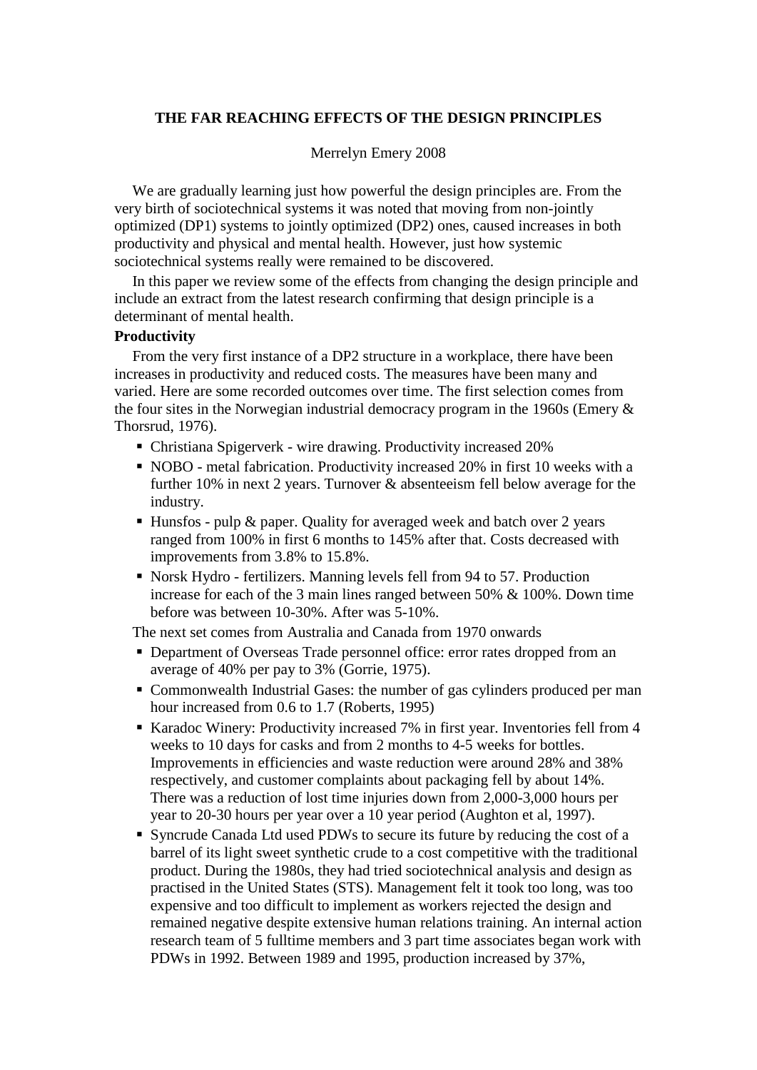# THE FAR REACHING EFFECTS OF THE DESIGN PRINCIPLES

Merrelyn Emery 2008

We are gradually learning just how powerful the design principles are. From the very birth of sociotechnical systems it was noted that moving from non-jointly optimized (DP1) systems to jointly optimized (DP2) ones, caused increases in both productivity and physical and mental health. However, just how systemic sociotechnical systems really were remained to be discovered.

In this paper we review some of the effects from changing the design principle and include an extract from the latest research confirming that design principle is a determinant of mental health.

**Productivity**

From the very first instance of a DP2 structure in a workplace, there have been increases in productivity and reduced costs. The measures have been many and varied. Here are some recorded outcomes over time. The first selection comes from the four sites in the Norwegian industrial democracy program in the 1960s (Emery & Thorsrud, 1976).

- Christiana Spigerverk - wire drawing. Productivity increased 20%
- NOBO - metal fabrication. Productivity increased 20% in first 10 weeks with a further 10% in next 2 years. Turnover & absenteeism fell below average for the industry.
- Hunsfos - pulp & paper. Quality for averaged week and batch over 2 years ranged from 100% in first 6 months to 145% after that. Costs decreased with improvements from 3.8% to 15.8%.
- Norsk Hydro - fertilizers. Manning levels fell from 94 to 57. Production increase for each of the 3 main lines ranged between 50% & 100%. Down time before was between 10-30%. After was 5-10%.

The next set comes from Australia and Canada from 1970 onwards

- Department of Overseas Trade personnel office: error rates dropped from an average of 40% per pay to 3% (Gorrie, 1975).
- Commonwealth Industrial Gases: the number of gas cylinders produced per man hour increased from 0.6 to 1.7 (Roberts, 1995)
- Karadoc Winery: Productivity increased 7% in first year. Inventories fell from 4 weeks to 10 days for casks and from 2 months to 4-5 weeks for bottles. Improvements in efficiencies and waste reduction were around 28% and 38% respectively, and customer complaints about packaging fell by about 14%. There was a reduction of lost time injuries down from 2,000-3,000 hours per year to 20-30 hours per year over a 10 year period (Aughton et al, 1997).
- Syncrude Canada Ltd used PDWs to secure its future by reducing the cost of a barrel of its light sweet synthetic crude to a cost competitive with the traditional product. During the 1980s, they had tried sociotechnical analysis and design as practised in the United States (STS). Management felt it took too long, was too expensive and too difficult to implement as workers rejected the design and remained negative despite extensive human relations training. An internal action research team of 5 fulltime members and 3 part time associates began work with PDWs in 1992. Between 1989 and 1995, production increased by 37%,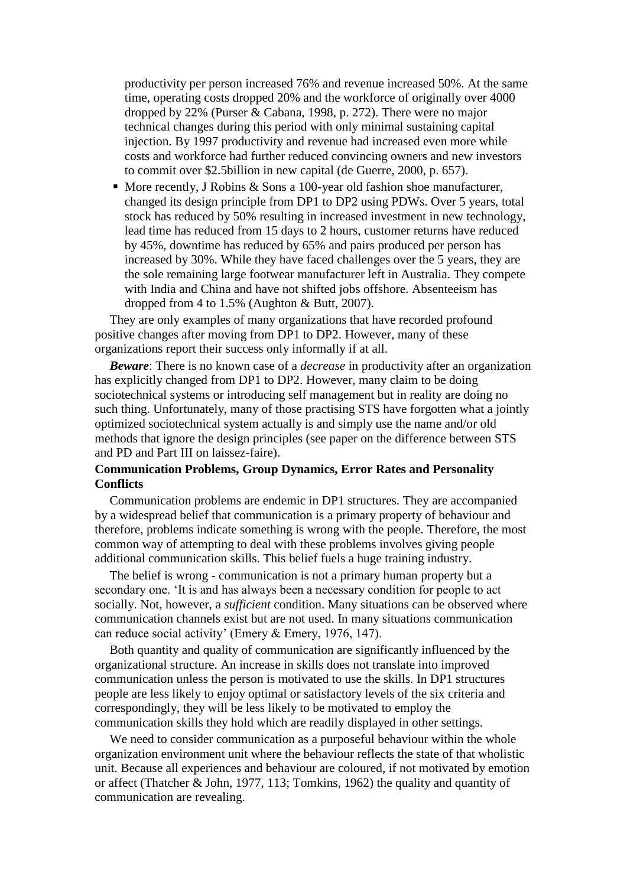productivity per person increased 76% and revenue increased 50%. At the same time, operating costs dropped 20% and the workforce of originally over 4000 dropped by 22% (Purser & Cabana, 1998, p. 272). There were no major technical changes during this period with only minimal sustaining capital injection. By 1997 productivity and revenue had increased even more while costs and workforce had further reduced convincing owners and new investors to commit over $2.5billion in new capital (de Guerre, 2000, p. 657).

- More recently, J Robins & Sons a 100-year old fashion shoe manufacturer, changed its design principle from DP1 to DP2 using PDWs. Over 5 years, total stock has reduced by 50% resulting in increased investment in new technology, lead time has reduced from 15 days to 2 hours, customer returns have reduced by 45%, downtime has reduced by 65% and pairs produced per person has increased by 30%. While they have faced challenges over the 5 years, they are the sole remaining large footwear manufacturer left in Australia. They compete with India and China and have not shifted jobs offshore. Absenteeism has dropped from 4 to 1.5% (Aughton & Butt, 2007).

They are only examples of many organizations that have recorded profound positive changes after moving from DP1 to DP2. However, many of these organizations report their success only informally if at all.

***Beware***: There is no known case of a *decrease* in productivity after an organization has explicitly changed from DP1 to DP2. However, many claim to be doing sociotechnical systems or introducing self management but in reality are doing no such thing. Unfortunately, many of those practising STS have forgotten what a jointly optimized sociotechnical system actually is and simply use the name and/or old methods that ignore the design principles (see paper on the difference between STS and PD and Part III on laissez-faire).

**Communication Problems, Group Dynamics, Error Rates and Personality Conflicts**

Communication problems are endemic in DP1 structures. They are accompanied by a widespread belief that communication is a primary property of behaviour and therefore, problems indicate something is wrong with the people. Therefore, the most common way of attempting to deal with these problems involves giving people additional communication skills. This belief fuels a huge training industry.

The belief is wrong - communication is not a primary human property but a secondary one. 'It is and has always been a necessary condition for people to act socially. Not, however, a *sufficient* condition. Many situations can be observed where communication channels exist but are not used. In many situations communication can reduce social activity' (Emery & Emery, 1976, 147).

Both quantity and quality of communication are significantly influenced by the organizational structure. An increase in skills does not translate into improved communication unless the person is motivated to use the skills. In DP1 structures people are less likely to enjoy optimal or satisfactory levels of the six criteria and correspondingly, they will be less likely to be motivated to employ the communication skills they hold which are readily displayed in other settings.

We need to consider communication as a purposeful behaviour within the whole organization environment unit where the behaviour reflects the state of that wholistic unit. Because all experiences and behaviour are coloured, if not motivated by emotion or affect (Thatcher & John, 1977, 113; Tomkins, 1962) the quality and quantity of communication are revealing.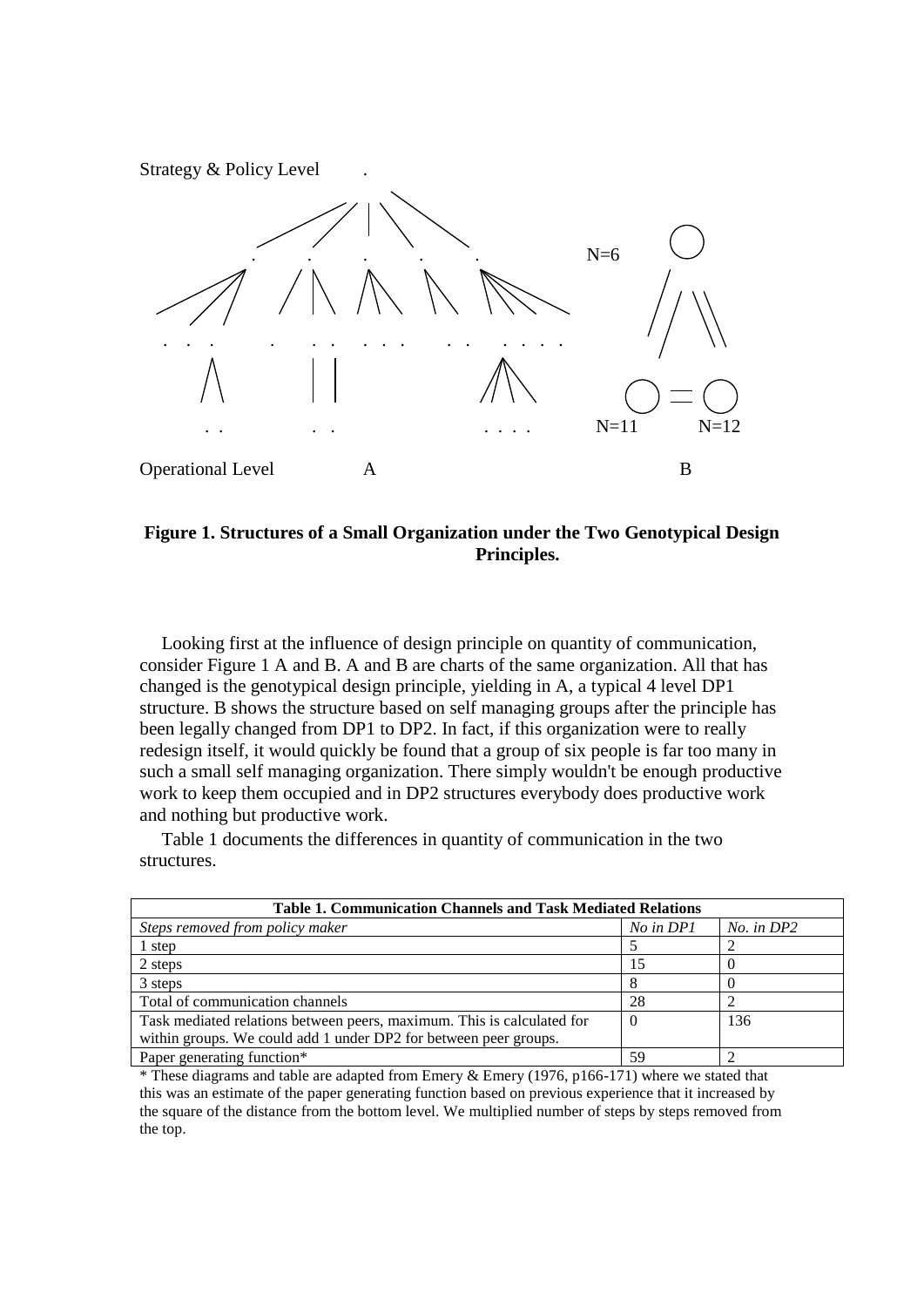Strategy & Policy Level

N=6

N=11 N=12

Operational Level A B

**Figure 1. Structures of a Small Organization under the Two Genotypical Design Principles.**

Looking first at the influence of design principle on quantity of communication, consider Figure 1 A and B. A and B are charts of the same organization. All that has changed is the genotypical design principle, yielding in A, a typical 4 level DP1 structure. B shows the structure based on self managing groups after the principle has been legally changed from DP1 to DP2. In fact, if this organization were to really redesign itself, it would quickly be found that a group of six people is far too many in such a small self managing organization. There simply wouldn't be enough productive work to keep them occupied and in DP2 structures everybody does productive work and nothing but productive work.

Table 1 documents the differences in quantity of communication in the two structures.

| **Table 1. Communication Channels and Task Mediated Relations** | | |
|---|---|---|
| *Steps removed from policy maker* | *No in DP1* | *No. in DP2* |
| 1 step | 5 | 2 |
| 2 steps | 15 | 0 |
| 3 steps | 8 | 0 |
| Total of communication channels | 28 | 2 |
| Task mediated relations between peers, maximum. This is calculated for within groups. We could add 1 under DP2 for between peer groups. | 0 | 136 |
| Paper generating function* | 59 | 2 |

* These diagrams and table are adapted from Emery & Emery (1976, p166-171) where we stated that this was an estimate of the paper generating function based on previous experience that it increased by the square of the distance from the bottom level. We multiplied number of steps by steps removed from the top.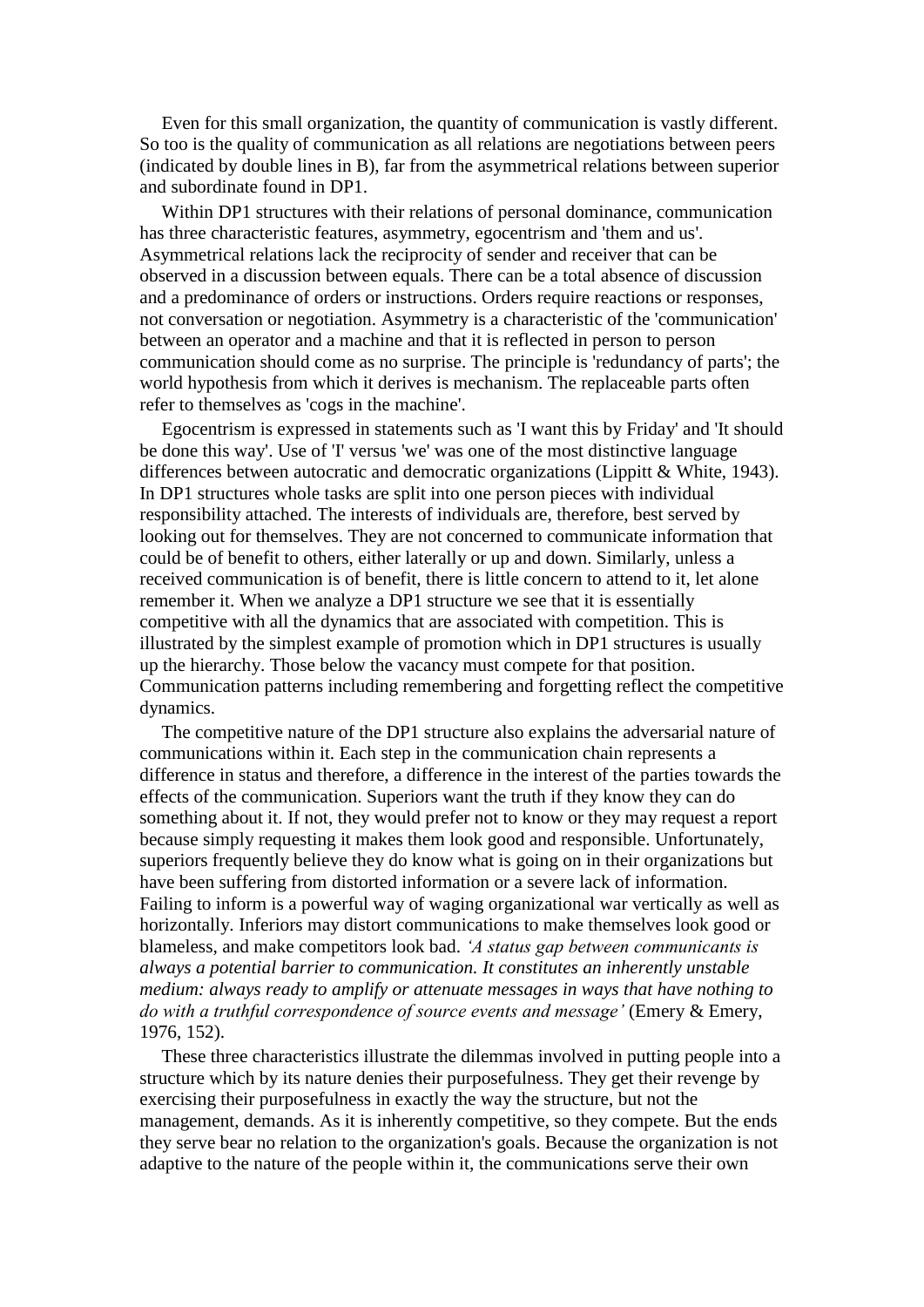Even for this small organization, the quantity of communication is vastly different. So too is the quality of communication as all relations are negotiations between peers (indicated by double lines in B), far from the asymmetrical relations between superior and subordinate found in DP1.

Within DP1 structures with their relations of personal dominance, communication has three characteristic features, asymmetry, egocentrism and 'them and us'. Asymmetrical relations lack the reciprocity of sender and receiver that can be observed in a discussion between equals. There can be a total absence of discussion and a predominance of orders or instructions. Orders require reactions or responses, not conversation or negotiation. Asymmetry is a characteristic of the 'communication' between an operator and a machine and that it is reflected in person to person communication should come as no surprise. The principle is 'redundancy of parts'; the world hypothesis from which it derives is mechanism. The replaceable parts often refer to themselves as 'cogs in the machine'.

Egocentrism is expressed in statements such as 'I want this by Friday' and 'It should be done this way'. Use of 'I' versus 'we' was one of the most distinctive language differences between autocratic and democratic organizations (Lippitt & White, 1943). In DP1 structures whole tasks are split into one person pieces with individual responsibility attached. The interests of individuals are, therefore, best served by looking out for themselves. They are not concerned to communicate information that could be of benefit to others, either laterally or up and down. Similarly, unless a received communication is of benefit, there is little concern to attend to it, let alone remember it. When we analyze a DP1 structure we see that it is essentially competitive with all the dynamics that are associated with competition. This is illustrated by the simplest example of promotion which in DP1 structures is usually up the hierarchy. Those below the vacancy must compete for that position. Communication patterns including remembering and forgetting reflect the competitive dynamics.

The competitive nature of the DP1 structure also explains the adversarial nature of communications within it. Each step in the communication chain represents a difference in status and therefore, a difference in the interest of the parties towards the effects of the communication. Superiors want the truth if they know they can do something about it. If not, they would prefer not to know or they may request a report because simply requesting it makes them look good and responsible. Unfortunately, superiors frequently believe they do know what is going on in their organizations but have been suffering from distorted information or a severe lack of information. Failing to inform is a powerful way of waging organizational war vertically as well as horizontally. Inferiors may distort communications to make themselves look good or blameless, and make competitors look bad. *'A status gap between communicants is always a potential barrier to communication. It constitutes an inherently unstable medium: always ready to amplify or attenuate messages in ways that have nothing to do with a truthful correspondence of source events and message'* (Emery & Emery, 1976, 152).

These three characteristics illustrate the dilemmas involved in putting people into a structure which by its nature denies their purposefulness. They get their revenge by exercising their purposefulness in exactly the way the structure, but not the management, demands. As it is inherently competitive, so they compete. But the ends they serve bear no relation to the organization's goals. Because the organization is not adaptive to the nature of the people within it, the communications serve their own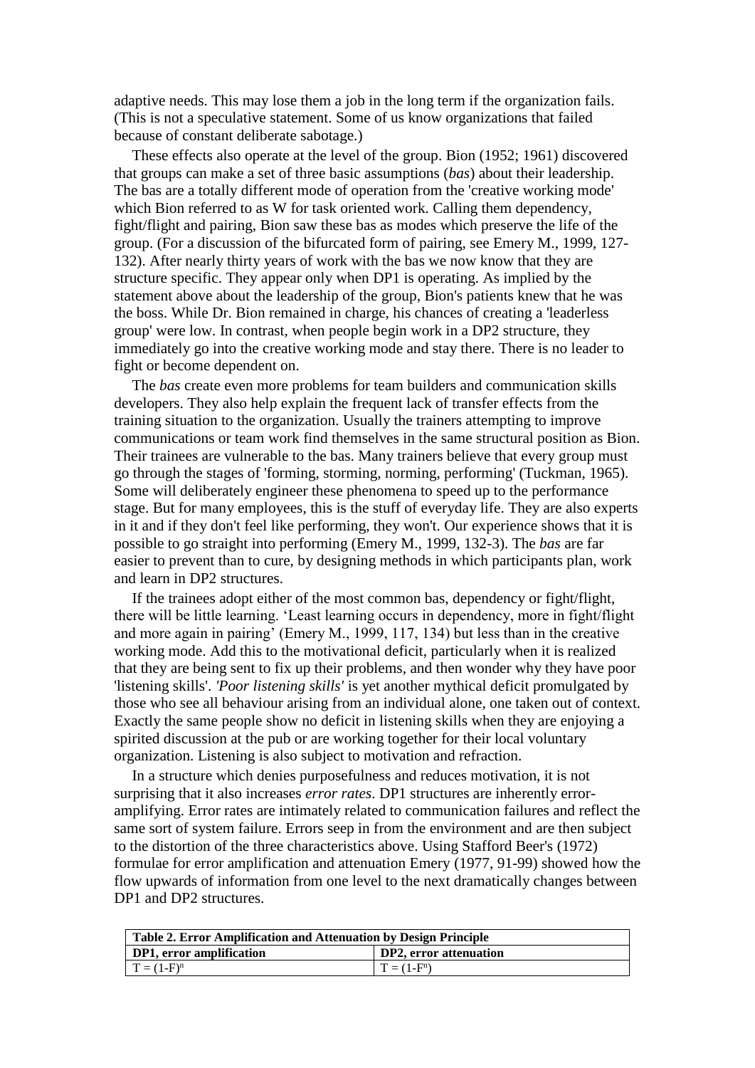adaptive needs. This may lose them a job in the long term if the organization fails. (This is not a speculative statement. Some of us know organizations that failed because of constant deliberate sabotage.)

These effects also operate at the level of the group. Bion (1952; 1961) discovered that groups can make a set of three basic assumptions (*bas*) about their leadership. The bas are a totally different mode of operation from the 'creative working mode' which Bion referred to as W for task oriented work. Calling them dependency, fight/flight and pairing, Bion saw these bas as modes which preserve the life of the group. (For a discussion of the bifurcated form of pairing, see Emery M., 1999, 127-132). After nearly thirty years of work with the bas we now know that they are structure specific. They appear only when DP1 is operating. As implied by the statement above about the leadership of the group, Bion's patients knew that he was the boss. While Dr. Bion remained in charge, his chances of creating a 'leaderless group' were low. In contrast, when people begin work in a DP2 structure, they immediately go into the creative working mode and stay there. There is no leader to fight or become dependent on.

The *bas* create even more problems for team builders and communication skills developers. They also help explain the frequent lack of transfer effects from the training situation to the organization. Usually the trainers attempting to improve communications or team work find themselves in the same structural position as Bion. Their trainees are vulnerable to the bas. Many trainers believe that every group must go through the stages of 'forming, storming, norming, performing' (Tuckman, 1965). Some will deliberately engineer these phenomena to speed up to the performance stage. But for many employees, this is the stuff of everyday life. They are also experts in it and if they don't feel like performing, they won't. Our experience shows that it is possible to go straight into performing (Emery M., 1999, 132-3). The *bas* are far easier to prevent than to cure, by designing methods in which participants plan, work and learn in DP2 structures.

If the trainees adopt either of the most common bas, dependency or fight/flight, there will be little learning. 'Least learning occurs in dependency, more in fight/flight and more again in pairing' (Emery M., 1999, 117, 134) but less than in the creative working mode. Add this to the motivational deficit, particularly when it is realized that they are being sent to fix up their problems, and then wonder why they have poor 'listening skills'. *'Poor listening skills'* is yet another mythical deficit promulgated by those who see all behaviour arising from an individual alone, one taken out of context. Exactly the same people show no deficit in listening skills when they are enjoying a spirited discussion at the pub or are working together for their local voluntary organization. Listening is also subject to motivation and refraction.

In a structure which denies purposefulness and reduces motivation, it is not surprising that it also increases *error rates*. DP1 structures are inherently error-amplifying. Error rates are intimately related to communication failures and reflect the same sort of system failure. Errors seep in from the environment and are then subject to the distortion of the three characteristics above. Using Stafford Beer's (1972) formulae for error amplification and attenuation Emery (1977, 91-99) showed how the flow upwards of information from one level to the next dramatically changes between DP1 and DP2 structures.

| **Table 2. Error Amplification and Attenuation by Design Principle** | |
|---|---|
| **DP1, error amplification** | **DP2, error attenuation** |
| $T = (1-F)^n$ | $T = (1-F^n)$ |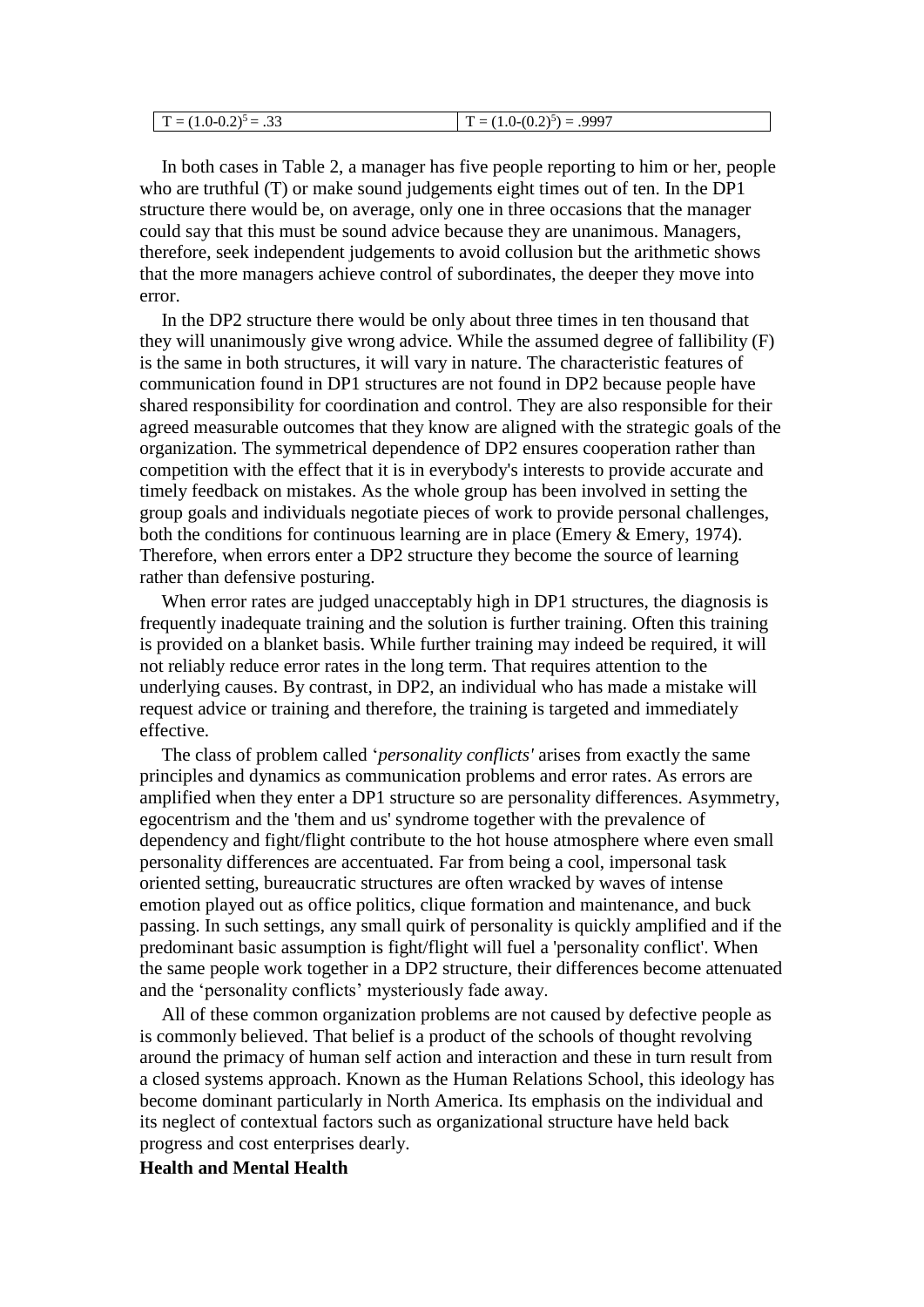| $T = (1.0-0.2)^5 = .33$ | $T = (1.0-(0.2)^5) = .9997$ |
|---|---|

In both cases in Table 2, a manager has five people reporting to him or her, people who are truthful (T) or make sound judgements eight times out of ten. In the DP1 structure there would be, on average, only one in three occasions that the manager could say that this must be sound advice because they are unanimous. Managers, therefore, seek independent judgements to avoid collusion but the arithmetic shows that the more managers achieve control of subordinates, the deeper they move into error.

In the DP2 structure there would be only about three times in ten thousand that they will unanimously give wrong advice. While the assumed degree of fallibility (F) is the same in both structures, it will vary in nature. The characteristic features of communication found in DP1 structures are not found in DP2 because people have shared responsibility for coordination and control. They are also responsible for their agreed measurable outcomes that they know are aligned with the strategic goals of the organization. The symmetrical dependence of DP2 ensures cooperation rather than competition with the effect that it is in everybody's interests to provide accurate and timely feedback on mistakes. As the whole group has been involved in setting the group goals and individuals negotiate pieces of work to provide personal challenges, both the conditions for continuous learning are in place (Emery & Emery, 1974). Therefore, when errors enter a DP2 structure they become the source of learning rather than defensive posturing.

When error rates are judged unacceptably high in DP1 structures, the diagnosis is frequently inadequate training and the solution is further training. Often this training is provided on a blanket basis. While further training may indeed be required, it will not reliably reduce error rates in the long term. That requires attention to the underlying causes. By contrast, in DP2, an individual who has made a mistake will request advice or training and therefore, the training is targeted and immediately effective.

The class of problem called '*personality conflicts'* arises from exactly the same principles and dynamics as communication problems and error rates. As errors are amplified when they enter a DP1 structure so are personality differences. Asymmetry, egocentrism and the 'them and us' syndrome together with the prevalence of dependency and fight/flight contribute to the hot house atmosphere where even small personality differences are accentuated. Far from being a cool, impersonal task oriented setting, bureaucratic structures are often wracked by waves of intense emotion played out as office politics, clique formation and maintenance, and buck passing. In such settings, any small quirk of personality is quickly amplified and if the predominant basic assumption is fight/flight will fuel a 'personality conflict'. When the same people work together in a DP2 structure, their differences become attenuated and the 'personality conflicts' mysteriously fade away.

All of these common organization problems are not caused by defective people as is commonly believed. That belief is a product of the schools of thought revolving around the primacy of human self action and interaction and these in turn result from a closed systems approach. Known as the Human Relations School, this ideology has become dominant particularly in North America. Its emphasis on the individual and its neglect of contextual factors such as organizational structure have held back progress and cost enterprises dearly.

**Health and Mental Health**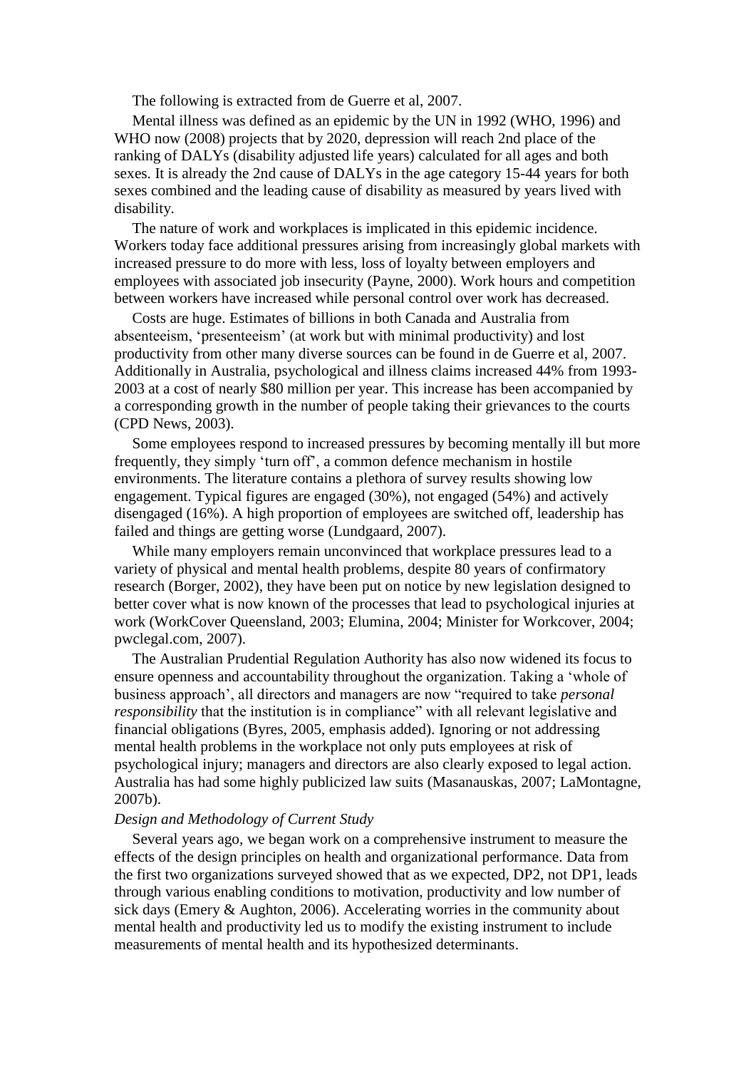The following is extracted from de Guerre et al, 2007.

Mental illness was defined as an epidemic by the UN in 1992 (WHO, 1996) and WHO now (2008) projects that by 2020, depression will reach 2nd place of the ranking of DALYs (disability adjusted life years) calculated for all ages and both sexes. It is already the 2nd cause of DALYs in the age category 15-44 years for both sexes combined and the leading cause of disability as measured by years lived with disability.

The nature of work and workplaces is implicated in this epidemic incidence. Workers today face additional pressures arising from increasingly global markets with increased pressure to do more with less, loss of loyalty between employers and employees with associated job insecurity (Payne, 2000). Work hours and competition between workers have increased while personal control over work has decreased.

Costs are huge. Estimates of billions in both Canada and Australia from absenteeism, 'presenteeism' (at work but with minimal productivity) and lost productivity from other many diverse sources can be found in de Guerre et al, 2007. Additionally in Australia, psychological and illness claims increased 44% from 1993-2003 at a cost of nearly $80 million per year. This increase has been accompanied by a corresponding growth in the number of people taking their grievances to the courts (CPD News, 2003).

Some employees respond to increased pressures by becoming mentally ill but more frequently, they simply 'turn off', a common defence mechanism in hostile environments. The literature contains a plethora of survey results showing low engagement. Typical figures are engaged (30%), not engaged (54%) and actively disengaged (16%). A high proportion of employees are switched off, leadership has failed and things are getting worse (Lundgaard, 2007).

While many employers remain unconvinced that workplace pressures lead to a variety of physical and mental health problems, despite 80 years of confirmatory research (Borger, 2002), they have been put on notice by new legislation designed to better cover what is now known of the processes that lead to psychological injuries at work (WorkCover Queensland, 2003; Elumina, 2004; Minister for Workcover, 2004; pwclegal.com, 2007).

The Australian Prudential Regulation Authority has also now widened its focus to ensure openness and accountability throughout the organization. Taking a 'whole of business approach', all directors and managers are now "required to take *personal responsibility* that the institution is in compliance" with all relevant legislative and financial obligations (Byres, 2005, emphasis added). Ignoring or not addressing mental health problems in the workplace not only puts employees at risk of psychological injury; managers and directors are also clearly exposed to legal action. Australia has had some highly publicized law suits (Masanauskas, 2007; LaMontagne, 2007b).

*Design and Methodology of Current Study*

Several years ago, we began work on a comprehensive instrument to measure the effects of the design principles on health and organizational performance. Data from the first two organizations surveyed showed that as we expected, DP2, not DP1, leads through various enabling conditions to motivation, productivity and low number of sick days (Emery & Aughton, 2006). Accelerating worries in the community about mental health and productivity led us to modify the existing instrument to include measurements of mental health and its hypothesized determinants.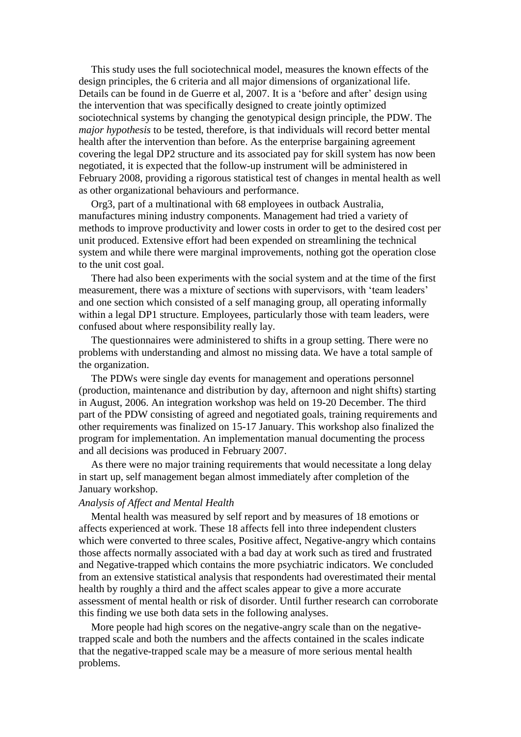This study uses the full sociotechnical model, measures the known effects of the design principles, the 6 criteria and all major dimensions of organizational life. Details can be found in de Guerre et al, 2007. It is a 'before and after' design using the intervention that was specifically designed to create jointly optimized sociotechnical systems by changing the genotypical design principle, the PDW. The *major hypothesis* to be tested, therefore, is that individuals will record better mental health after the intervention than before. As the enterprise bargaining agreement covering the legal DP2 structure and its associated pay for skill system has now been negotiated, it is expected that the follow-up instrument will be administered in February 2008, providing a rigorous statistical test of changes in mental health as well as other organizational behaviours and performance.

Org3, part of a multinational with 68 employees in outback Australia, manufactures mining industry components. Management had tried a variety of methods to improve productivity and lower costs in order to get to the desired cost per unit produced. Extensive effort had been expended on streamlining the technical system and while there were marginal improvements, nothing got the operation close to the unit cost goal.

There had also been experiments with the social system and at the time of the first measurement, there was a mixture of sections with supervisors, with 'team leaders' and one section which consisted of a self managing group, all operating informally within a legal DP1 structure. Employees, particularly those with team leaders, were confused about where responsibility really lay.

The questionnaires were administered to shifts in a group setting. There were no problems with understanding and almost no missing data. We have a total sample of the organization.

The PDWs were single day events for management and operations personnel (production, maintenance and distribution by day, afternoon and night shifts) starting in August, 2006. An integration workshop was held on 19-20 December. The third part of the PDW consisting of agreed and negotiated goals, training requirements and other requirements was finalized on 15-17 January. This workshop also finalized the program for implementation. An implementation manual documenting the process and all decisions was produced in February 2007.

As there were no major training requirements that would necessitate a long delay in start up, self management began almost immediately after completion of the January workshop.

*Analysis of Affect and Mental Health*

Mental health was measured by self report and by measures of 18 emotions or affects experienced at work. These 18 affects fell into three independent clusters which were converted to three scales, Positive affect, Negative-angry which contains those affects normally associated with a bad day at work such as tired and frustrated and Negative-trapped which contains the more psychiatric indicators. We concluded from an extensive statistical analysis that respondents had overestimated their mental health by roughly a third and the affect scales appear to give a more accurate assessment of mental health or risk of disorder. Until further research can corroborate this finding we use both data sets in the following analyses.

More people had high scores on the negative-angry scale than on the negative-trapped scale and both the numbers and the affects contained in the scales indicate that the negative-trapped scale may be a measure of more serious mental health problems.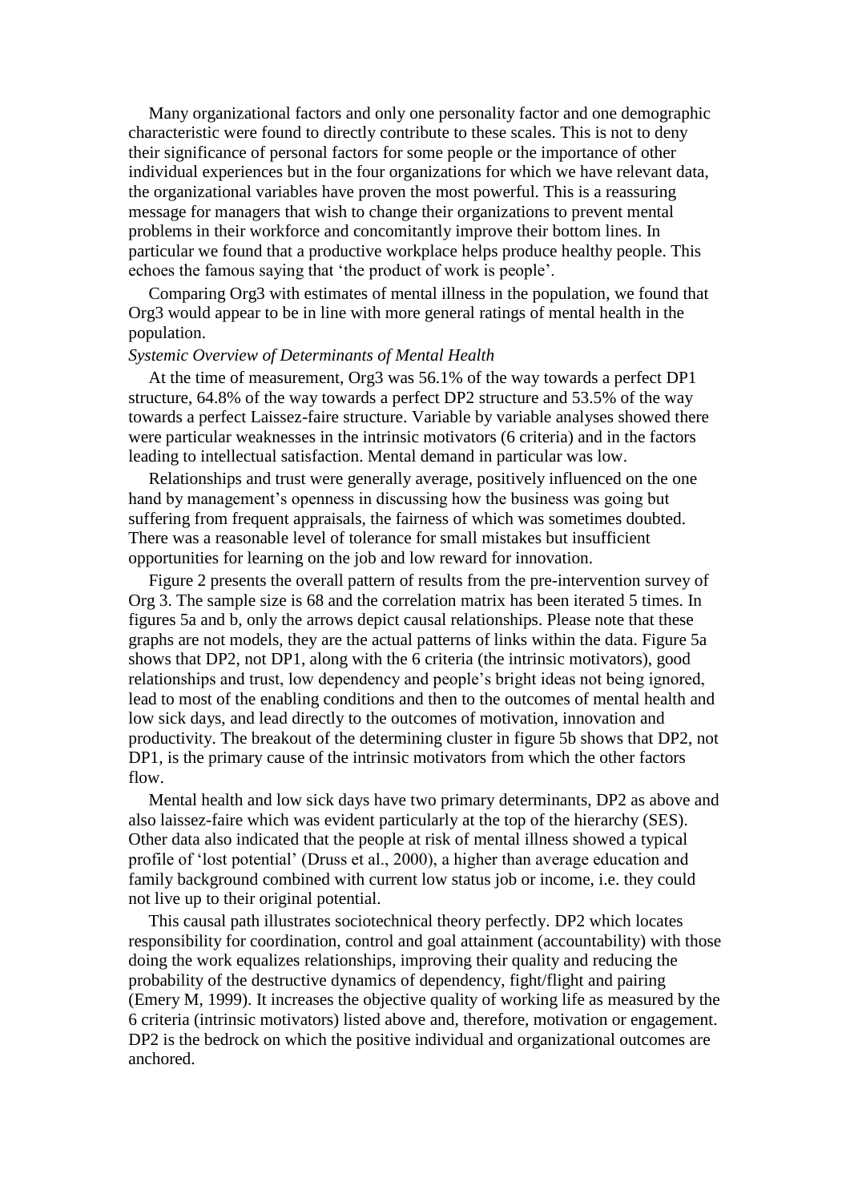Many organizational factors and only one personality factor and one demographic characteristic were found to directly contribute to these scales. This is not to deny their significance of personal factors for some people or the importance of other individual experiences but in the four organizations for which we have relevant data, the organizational variables have proven the most powerful. This is a reassuring message for managers that wish to change their organizations to prevent mental problems in their workforce and concomitantly improve their bottom lines. In particular we found that a productive workplace helps produce healthy people. This echoes the famous saying that 'the product of work is people'.

Comparing Org3 with estimates of mental illness in the population, we found that Org3 would appear to be in line with more general ratings of mental health in the population.

*Systemic Overview of Determinants of Mental Health*

At the time of measurement, Org3 was 56.1% of the way towards a perfect DP1 structure, 64.8% of the way towards a perfect DP2 structure and 53.5% of the way towards a perfect Laissez-faire structure. Variable by variable analyses showed there were particular weaknesses in the intrinsic motivators (6 criteria) and in the factors leading to intellectual satisfaction. Mental demand in particular was low.

Relationships and trust were generally average, positively influenced on the one hand by management's openness in discussing how the business was going but suffering from frequent appraisals, the fairness of which was sometimes doubted. There was a reasonable level of tolerance for small mistakes but insufficient opportunities for learning on the job and low reward for innovation.

Figure 2 presents the overall pattern of results from the pre-intervention survey of Org 3. The sample size is 68 and the correlation matrix has been iterated 5 times. In figures 5a and b, only the arrows depict causal relationships. Please note that these graphs are not models, they are the actual patterns of links within the data. Figure 5a shows that DP2, not DP1, along with the 6 criteria (the intrinsic motivators), good relationships and trust, low dependency and people's bright ideas not being ignored, lead to most of the enabling conditions and then to the outcomes of mental health and low sick days, and lead directly to the outcomes of motivation, innovation and productivity. The breakout of the determining cluster in figure 5b shows that DP2, not DP1, is the primary cause of the intrinsic motivators from which the other factors flow.

Mental health and low sick days have two primary determinants, DP2 as above and also laissez-faire which was evident particularly at the top of the hierarchy (SES). Other data also indicated that the people at risk of mental illness showed a typical profile of 'lost potential' (Druss et al., 2000), a higher than average education and family background combined with current low status job or income, i.e. they could not live up to their original potential.

This causal path illustrates sociotechnical theory perfectly. DP2 which locates responsibility for coordination, control and goal attainment (accountability) with those doing the work equalizes relationships, improving their quality and reducing the probability of the destructive dynamics of dependency, fight/flight and pairing (Emery M, 1999). It increases the objective quality of working life as measured by the 6 criteria (intrinsic motivators) listed above and, therefore, motivation or engagement. DP2 is the bedrock on which the positive individual and organizational outcomes are anchored.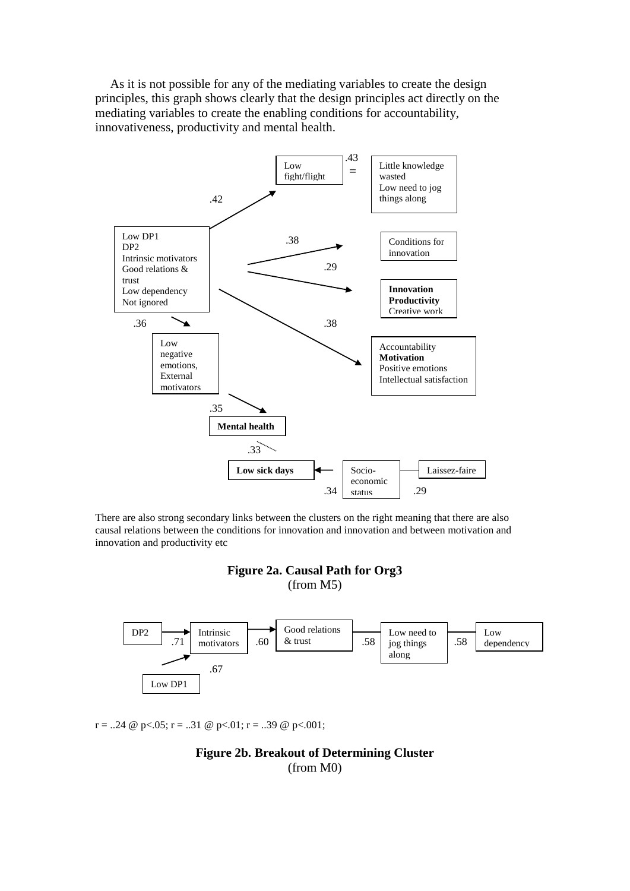As it is not possible for any of the mediating variables to create the design principles, this graph shows clearly that the design principles act directly on the mediating variables to create the enabling conditions for accountability, innovativeness, productivity and mental health.

Low fight/flight

.43 =

Little knowledge wasted
Low need to jog things along

.42

Low DP1
DP2
Intrinsic motivators
Good relations & trust
Low dependency
Not ignored

.38

Conditions for innovation

.29

**Innovation**
**Productivity**
Creative work

.36

.38

Low negative emotions, External motivators

Accountability
**Motivation**
Positive emotions
Intellectual satisfaction

.35

**Mental health**

.33

**Low sick days**

Socio-economic status

Laissez-faire

.34

.29

There are also strong secondary links between the clusters on the right meaning that there are also causal relations between the conditions for innovation and innovation and between motivation and innovation and productivity etc

**Figure 2a. Causal Path for Org3**
(from M5)

DP2 → .71 → Intrinsic motivators → .60 → Good relations & trust — .58 — Low need to jog things along — .58 — Low dependency

Low DP1 → .67 → Intrinsic motivators

r = ..24 @ p<.05; r = ..31 @ p<.01; r = ..39 @ p<.001;

**Figure 2b. Breakout of Determining Cluster**
(from M0)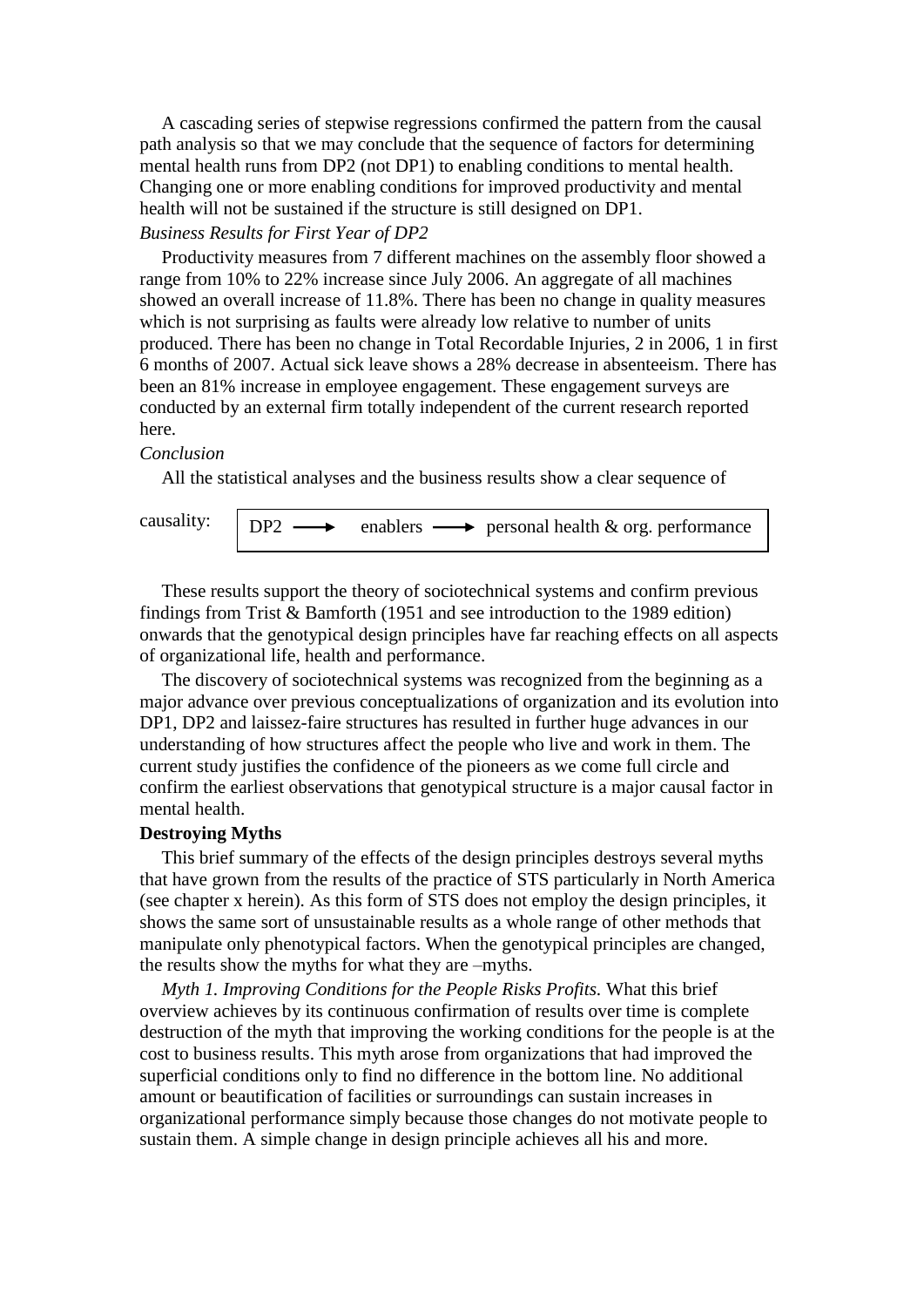A cascading series of stepwise regressions confirmed the pattern from the causal path analysis so that we may conclude that the sequence of factors for determining mental health runs from DP2 (not DP1) to enabling conditions to mental health. Changing one or more enabling conditions for improved productivity and mental health will not be sustained if the structure is still designed on DP1.

*Business Results for First Year of DP2*

Productivity measures from 7 different machines on the assembly floor showed a range from 10% to 22% increase since July 2006. An aggregate of all machines showed an overall increase of 11.8%. There has been no change in quality measures which is not surprising as faults were already low relative to number of units produced. There has been no change in Total Recordable Injuries, 2 in 2006, 1 in first 6 months of 2007. Actual sick leave shows a 28% decrease in absenteeism. There has been an 81% increase in employee engagement. These engagement surveys are conducted by an external firm totally independent of the current research reported here.

*Conclusion*

All the statistical analyses and the business results show a clear sequence of causality:

DP2 ⟶ enablers ⟶ personal health & org. performance

These results support the theory of sociotechnical systems and confirm previous findings from Trist & Bamforth (1951 and see introduction to the 1989 edition) onwards that the genotypical design principles have far reaching effects on all aspects of organizational life, health and performance.

The discovery of sociotechnical systems was recognized from the beginning as a major advance over previous conceptualizations of organization and its evolution into DP1, DP2 and laissez-faire structures has resulted in further huge advances in our understanding of how structures affect the people who live and work in them. The current study justifies the confidence of the pioneers as we come full circle and confirm the earliest observations that genotypical structure is a major causal factor in mental health.

**Destroying Myths**

This brief summary of the effects of the design principles destroys several myths that have grown from the results of the practice of STS particularly in North America (see chapter x herein). As this form of STS does not employ the design principles, it shows the same sort of unsustainable results as a whole range of other methods that manipulate only phenotypical factors. When the genotypical principles are changed, the results show the myths for what they are –myths.

*Myth 1. Improving Conditions for the People Risks Profits.* What this brief overview achieves by its continuous confirmation of results over time is complete destruction of the myth that improving the working conditions for the people is at the cost to business results. This myth arose from organizations that had improved the superficial conditions only to find no difference in the bottom line. No additional amount or beautification of facilities or surroundings can sustain increases in organizational performance simply because those changes do not motivate people to sustain them. A simple change in design principle achieves all his and more.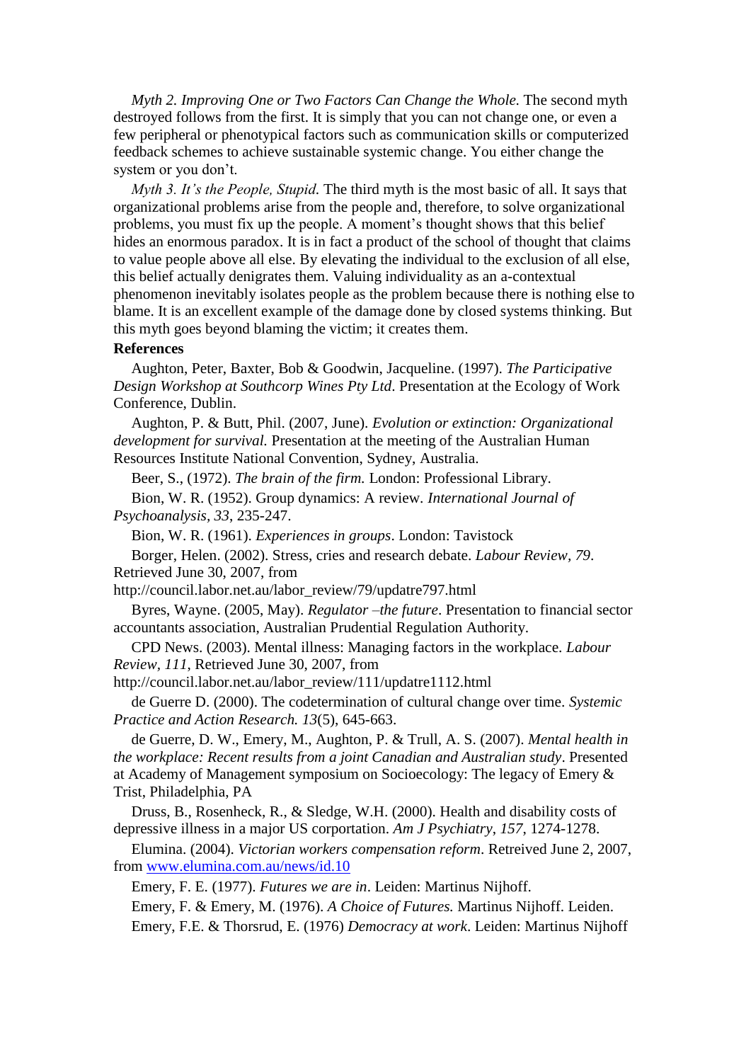*Myth 2. Improving One or Two Factors Can Change the Whole.* The second myth destroyed follows from the first. It is simply that you can not change one, or even a few peripheral or phenotypical factors such as communication skills or computerized feedback schemes to achieve sustainable systemic change. You either change the system or you don't.

*Myth 3. It's the People, Stupid.* The third myth is the most basic of all. It says that organizational problems arise from the people and, therefore, to solve organizational problems, you must fix up the people. A moment's thought shows that this belief hides an enormous paradox. It is in fact a product of the school of thought that claims to value people above all else. By elevating the individual to the exclusion of all else, this belief actually denigrates them. Valuing individuality as an a-contextual phenomenon inevitably isolates people as the problem because there is nothing else to blame. It is an excellent example of the damage done by closed systems thinking. But this myth goes beyond blaming the victim; it creates them.

**References**

Aughton, Peter, Baxter, Bob & Goodwin, Jacqueline. (1997). *The Participative Design Workshop at Southcorp Wines Pty Ltd*. Presentation at the Ecology of Work Conference, Dublin.

Aughton, P. & Butt, Phil. (2007, June). *Evolution or extinction: Organizational development for survival.* Presentation at the meeting of the Australian Human Resources Institute National Convention, Sydney, Australia.

Beer, S., (1972). *The brain of the firm.* London: Professional Library.

Bion, W. R. (1952). Group dynamics: A review. *International Journal of Psychoanalysis, 33*, 235-247.

Bion, W. R. (1961). *Experiences in groups*. London: Tavistock

Borger, Helen. (2002). Stress, cries and research debate. *Labour Review, 79*. Retrieved June 30, 2007, from http://council.labor.net.au/labor_review/79/updatre797.html

Byres, Wayne. (2005, May). *Regulator –the future*. Presentation to financial sector accountants association, Australian Prudential Regulation Authority.

CPD News. (2003). Mental illness: Managing factors in the workplace. *Labour Review, 111*, Retrieved June 30, 2007, from http://council.labor.net.au/labor_review/111/updatre1112.html

de Guerre D. (2000). The codetermination of cultural change over time. *Systemic Practice and Action Research. 13*(5), 645-663.

de Guerre, D. W., Emery, M., Aughton, P. & Trull, A. S. (2007). *Mental health in the workplace: Recent results from a joint Canadian and Australian study*. Presented at Academy of Management symposium on Socioecology: The legacy of Emery & Trist, Philadelphia, PA

Druss, B., Rosenheck, R., & Sledge, W.H. (2000). Health and disability costs of depressive illness in a major US corportation. *Am J Psychiatry, 157*, 1274-1278.

Elumina. (2004). *Victorian workers compensation reform*. Retreived June 2, 2007, from www.elumina.com.au/news/id.10

Emery, F. E. (1977). *Futures we are in*. Leiden: Martinus Nijhoff.

Emery, F. & Emery, M. (1976). *A Choice of Futures.* Martinus Nijhoff. Leiden.

Emery, F.E. & Thorsrud, E. (1976) *Democracy at work*. Leiden: Martinus Nijhoff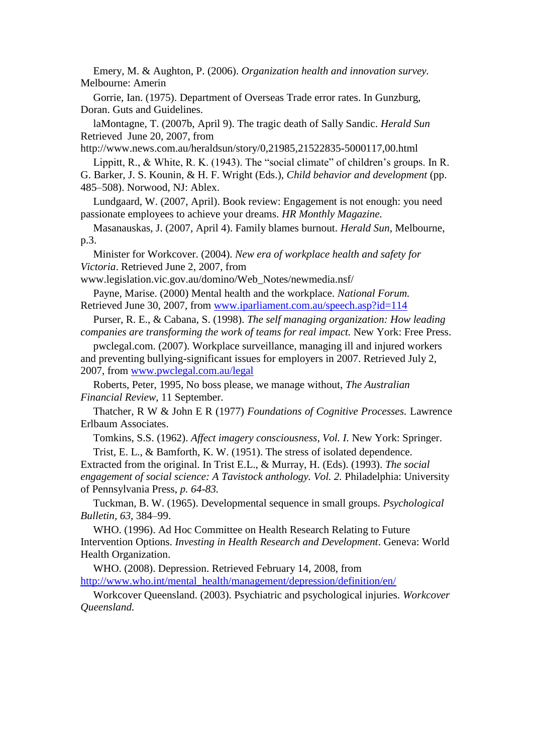Emery, M. & Aughton, P. (2006). *Organization health and innovation survey*. Melbourne: Amerin

Gorrie, Ian. (1975). Department of Overseas Trade error rates. In Gunzburg, Doran. Guts and Guidelines.

laMontagne, T. (2007b, April 9). The tragic death of Sally Sandic. *Herald Sun* Retrieved June 20, 2007, from http://www.news.com.au/heraldsun/story/0,21985,21522835-5000117,00.html

Lippitt, R., & White, R. K. (1943). The "social climate" of children's groups. In R. G. Barker, J. S. Kounin, & H. F. Wright (Eds.), *Child behavior and development* (pp. 485–508). Norwood, NJ: Ablex.

Lundgaard, W. (2007, April). Book review: Engagement is not enough: you need passionate employees to achieve your dreams. *HR Monthly Magazine.*

Masanauskas, J. (2007, April 4). Family blames burnout. *Herald Sun*, Melbourne, p.3.

Minister for Workcover. (2004). *New era of workplace health and safety for Victoria*. Retrieved June 2, 2007, from www.legislation.vic.gov.au/domino/Web_Notes/newmedia.nsf/

Payne, Marise. (2000) Mental health and the workplace. *National Forum.* Retrieved June 30, 2007, from www.iparliament.com.au/speech.asp?id=114

Purser, R. E., & Cabana, S. (1998). *The self managing organization: How leading companies are transforming the work of teams for real impact.* New York: Free Press.

pwclegal.com. (2007). Workplace surveillance, managing ill and injured workers and preventing bullying-significant issues for employers in 2007. Retrieved July 2, 2007, from www.pwclegal.com.au/legal

Roberts, Peter, 1995, No boss please, we manage without, *The Australian Financial Review*, 11 September.

Thatcher, R W & John E R (1977) *Foundations of Cognitive Processes.* Lawrence Erlbaum Associates.

Tomkins, S.S. (1962). *Affect imagery consciousness*, *Vol. I.* New York: Springer.

Trist, E. L., & Bamforth, K. W. (1951). The stress of isolated dependence. Extracted from the original. In Trist E.L., & Murray, H. (Eds). (1993). *The social engagement of social science: A Tavistock anthology. Vol. 2.* Philadelphia: University of Pennsylvania Press, *p. 64-83.*

Tuckman, B. W. (1965). Developmental sequence in small groups. *Psychological Bulletin, 63,* 384–99.

WHO. (1996). Ad Hoc Committee on Health Research Relating to Future Intervention Options. *Investing in Health Research and Development*. Geneva: World Health Organization.

WHO. (2008). Depression. Retrieved February 14, 2008, from http://www.who.int/mental_health/management/depression/definition/en/

Workcover Queensland. (2003). Psychiatric and psychological injuries. *Workcover Queensland.*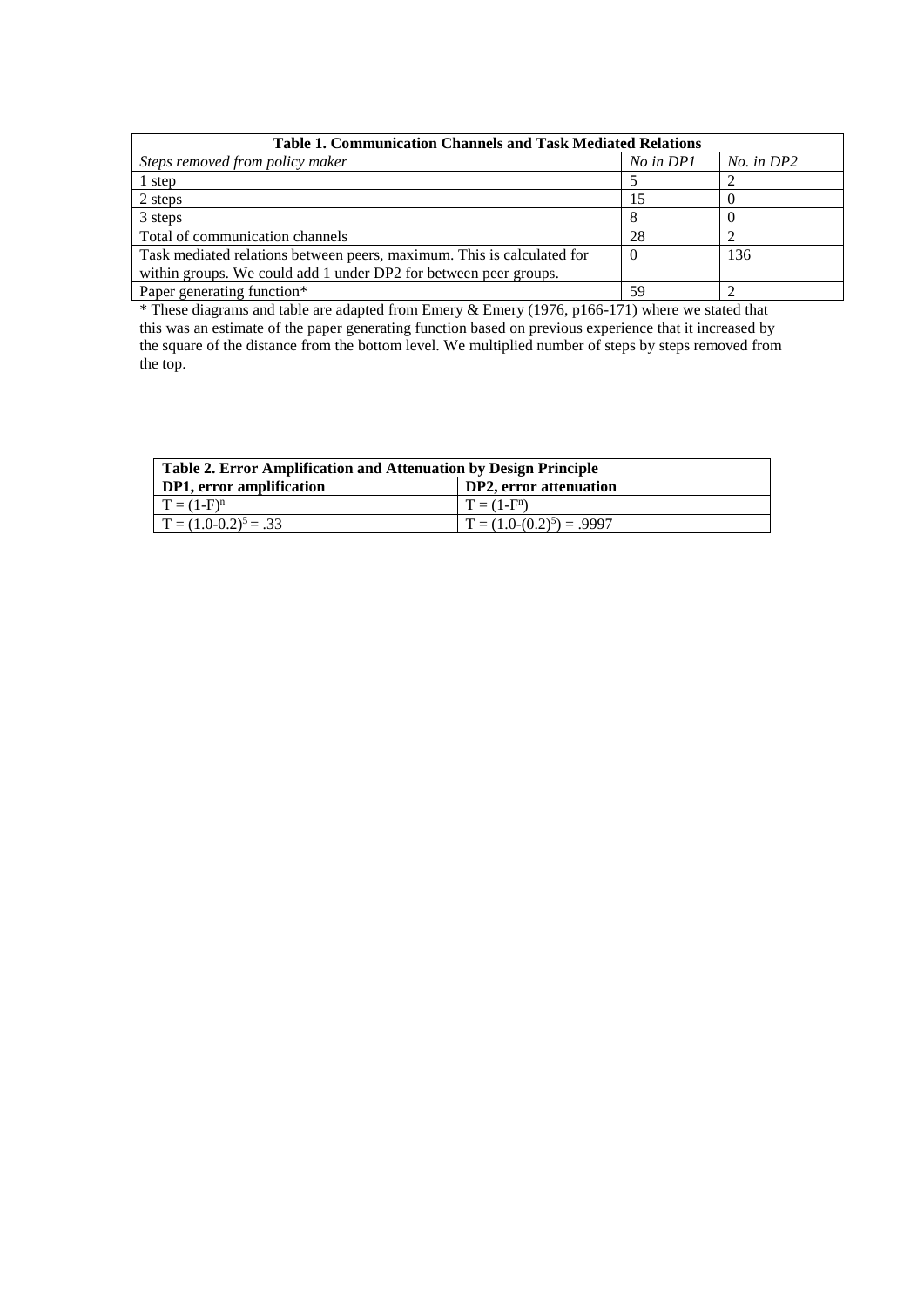| Table 1. Communication Channels and Task Mediated Relations | | |
|---|---|---|
| *Steps removed from policy maker* | *No in DP1* | *No. in DP2* |
| 1 step | 5 | 2 |
| 2 steps | 15 | 0 |
| 3 steps | 8 | 0 |
| Total of communication channels | 28 | 2 |
| Task mediated relations between peers, maximum. This is calculated for within groups. We could add 1 under DP2 for between peer groups. | 0 | 136 |
| Paper generating function* | 59 | 2 |

\* These diagrams and table are adapted from Emery & Emery (1976, p166-171) where we stated that this was an estimate of the paper generating function based on previous experience that it increased by the square of the distance from the bottom level. We multiplied number of steps by steps removed from the top.

| Table 2. Error Amplification and Attenuation by Design Principle | |
|---|---|
| **DP1, error amplification** | **DP2, error attenuation** |
| $T = (1\text{-}F)^n$ | $T = (1\text{-}F^n)$ |
| $T = (1.0\text{-}0.2)^5 = .33$ | $T = (1.0\text{-}(0.2)^5) = .9997$ |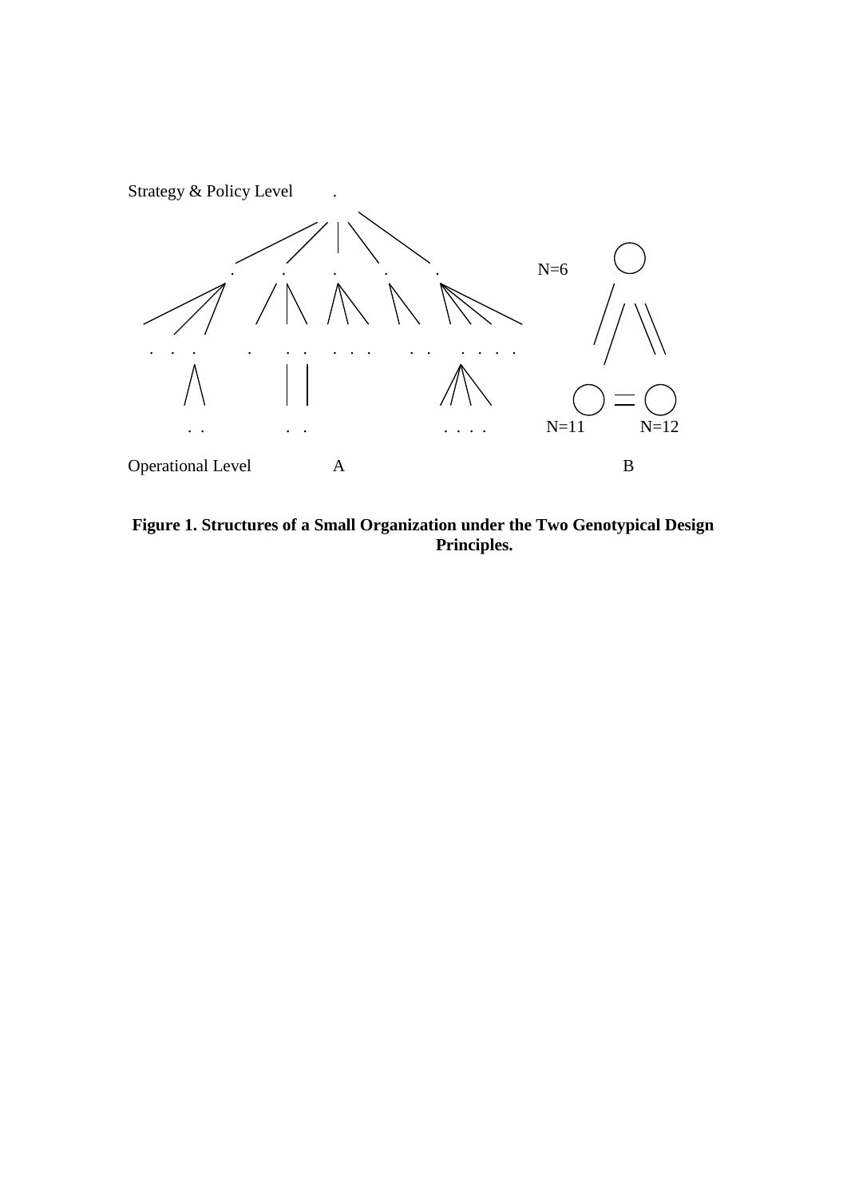Strategy & Policy Level

N=6

N=11 N=12

Operational Level A B

**Figure 1. Structures of a Small Organization under the Two Genotypical Design Principles.**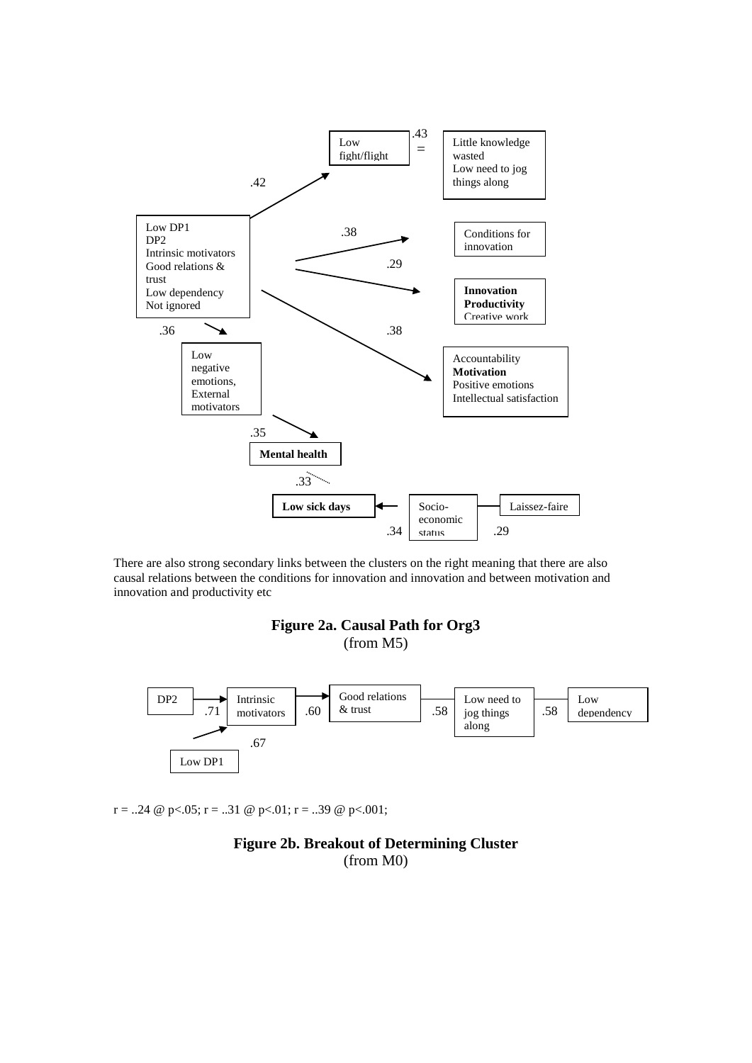Low fight/flight

.43 =

Little knowledge wasted
Low need to jog things along

.42

Low DP1
DP2
Intrinsic motivators
Good relations & trust
Low dependency
Not ignored

.38

Conditions for innovation

.29

**Innovation**
**Productivity**
Creative work

.36

.38

Low negative emotions,
External motivators

Accountability
**Motivation**
Positive emotions
Intellectual satisfaction

.35

**Mental health**

.33

**Low sick days**

Socio-economic status

Laissez-faire

.34

.29

There are also strong secondary links between the clusters on the right meaning that there are also causal relations between the conditions for innovation and innovation and between motivation and innovation and productivity etc

**Figure 2a. Causal Path for Org3**
(from M5)

DP2

.71

Intrinsic motivators

.60

Good relations & trust

.58

Low need to jog things along

.58

Low dependency

.67

Low DP1

r = ..24 @ p<.05; r = ..31 @ p<.01; r = ..39 @ p<.001;

**Figure 2b. Breakout of Determining Cluster**
(from M0)